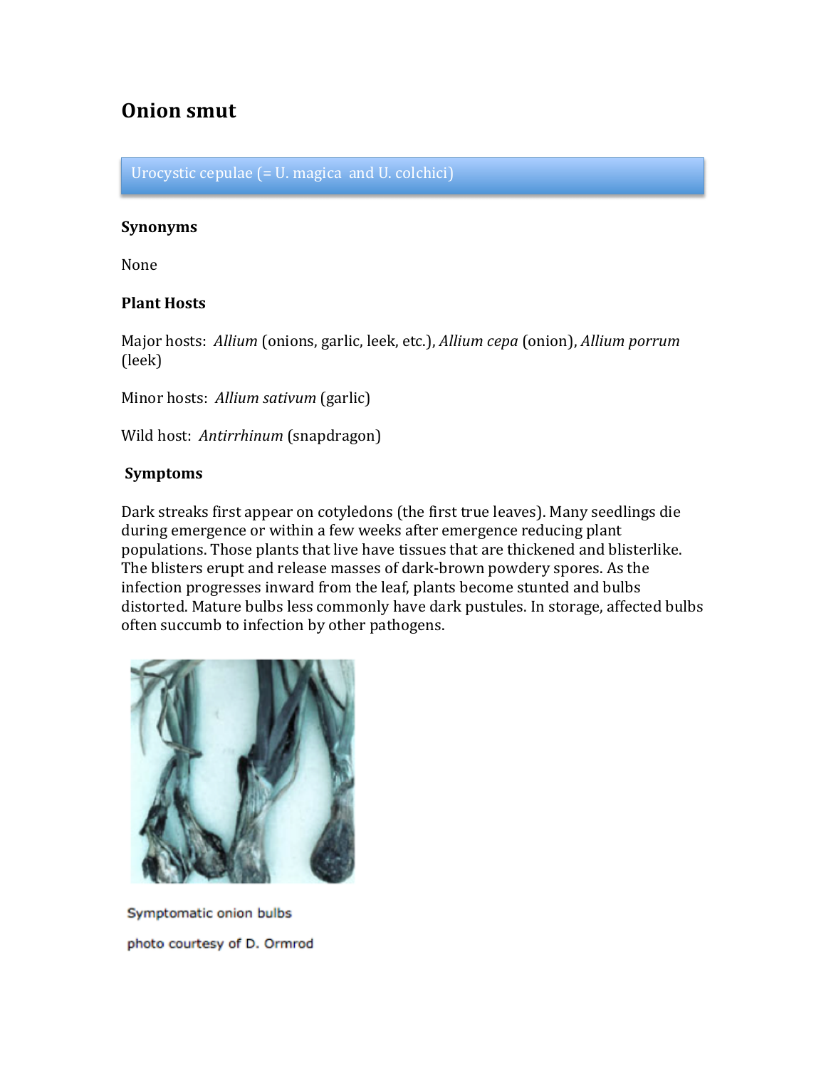# Onion smut

Urocystic cepulae (= U. magica and U. colchici)

### Synonyms

None

### Plant Hosts

Major hosts: *Allium* (onions, garlic, leek, etc.), *Allium cepa* (onion), *Allium porrum* (leek)

Minor hosts: *Allium sativum* (garlic)

Wild host: *Antirrhinum* (snapdragon)

### Symptoms

Dark streaks first appear on cotyledons (the first true leaves). Many seedlings die during emergence or within a few weeks after emergence reducing plant populations. Those plants that live have tissues that are thickened and blisterlike. The blisters erupt and release masses of dark-brown powdery spores. As the infection progresses inward from the leaf, plants become stunted and bulbs distorted. Mature bulbs less commonly have dark pustules. In storage, affected bulbs often succumb to infection by other pathogens.

Symptomatic onion bulbs

photo courtesy of D. Ormrod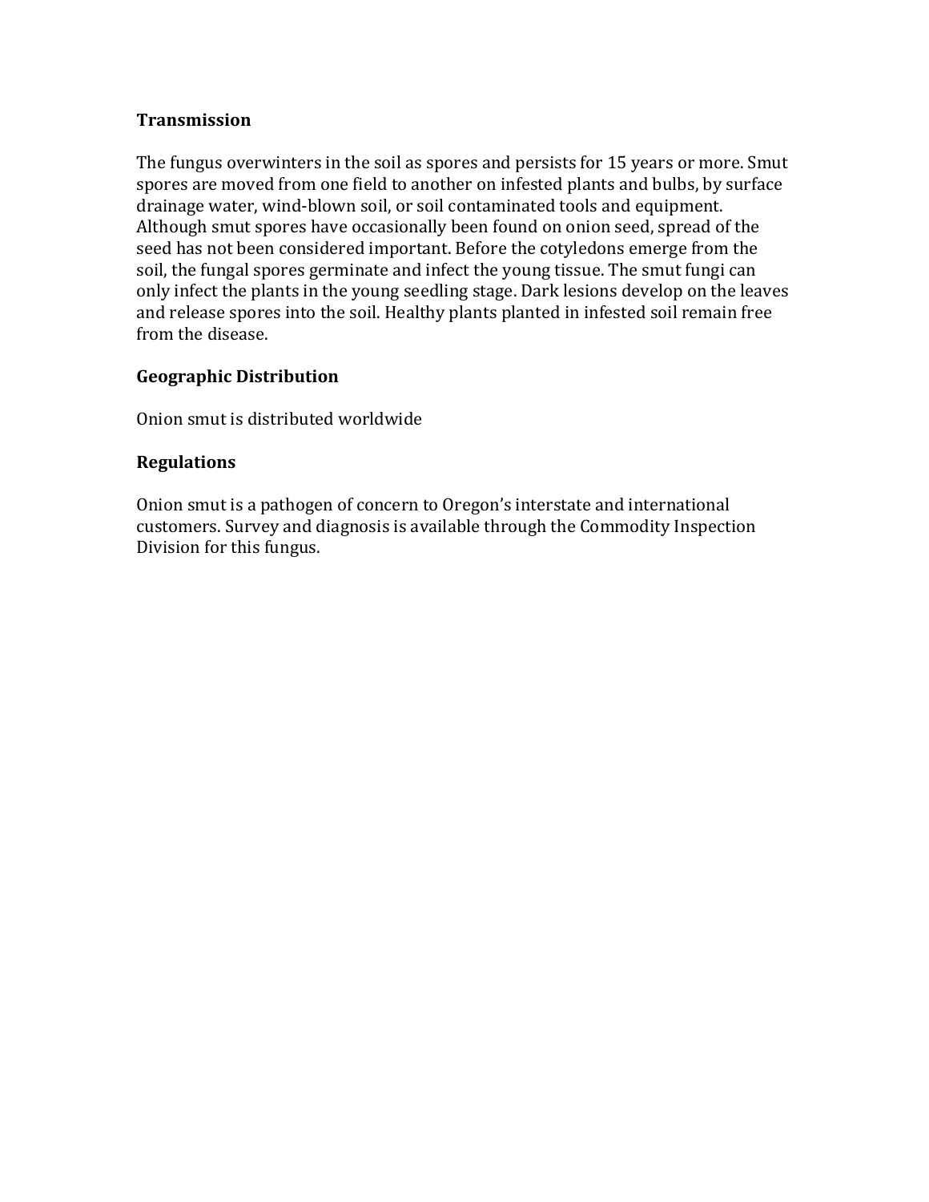**Transmission**

The fungus overwinters in the soil as spores and persists for 15 years or more. Smut spores are moved from one field to another on infested plants and bulbs, by surface drainage water, wind-blown soil, or soil contaminated tools and equipment. Although smut spores have occasionally been found on onion seed, spread of the seed has not been considered important. Before the cotyledons emerge from the soil, the fungal spores germinate and infect the young tissue. The smut fungi can only infect the plants in the young seedling stage. Dark lesions develop on the leaves and release spores into the soil. Healthy plants planted in infested soil remain free from the disease.

**Geographic Distribution**

Onion smut is distributed worldwide

**Regulations**

Onion smut is a pathogen of concern to Oregon's interstate and international customers. Survey and diagnosis is available through the Commodity Inspection Division for this fungus.